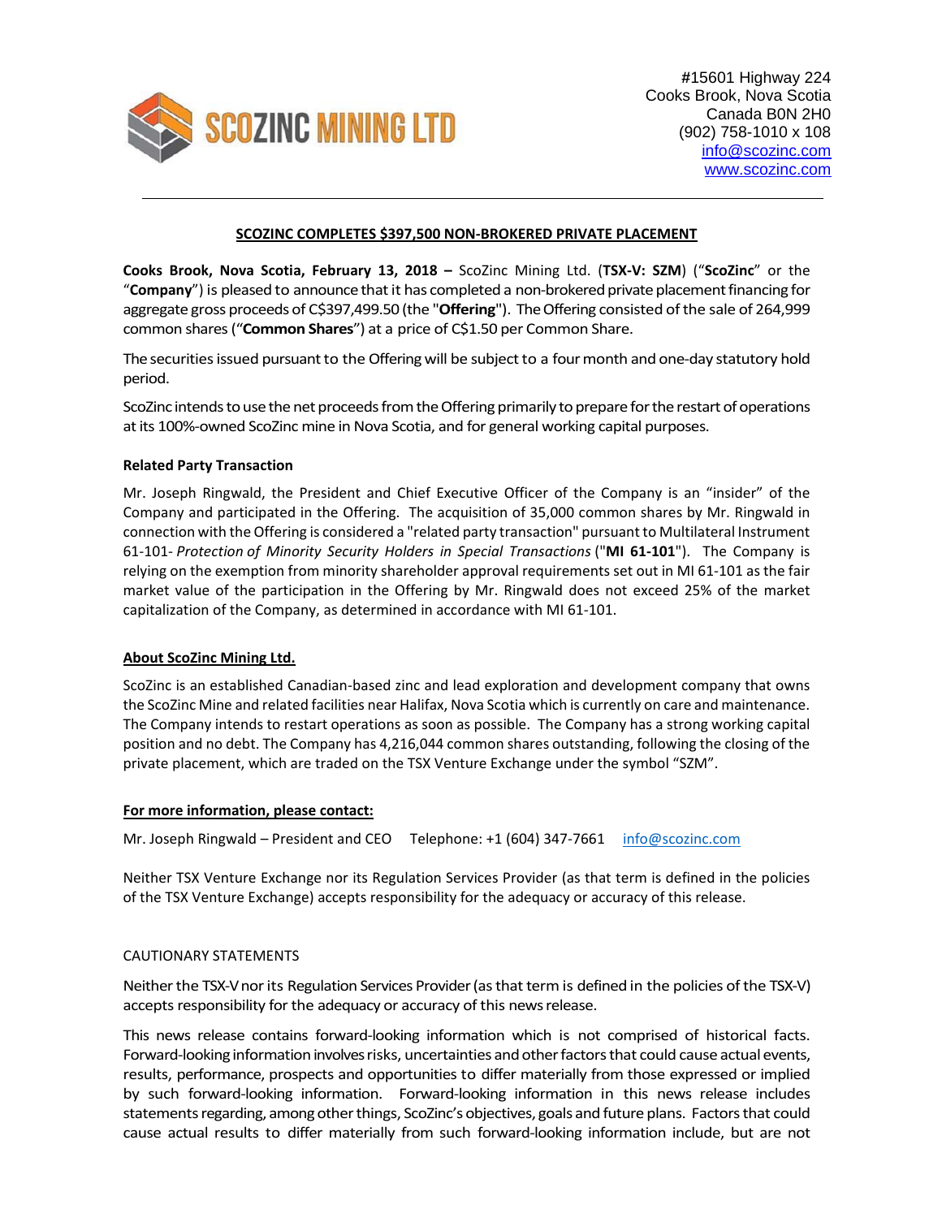SCOZINC MINING LTD

#15601 Highway 224
Cooks Brook, Nova Scotia
Canada B0N 2H0
(902) 758-1010 x 108
info@scozinc.com
www.scozinc.com

---

# SCOZINC COMPLETES $397,500 NON-BROKERED PRIVATE PLACEMENT

**Cooks Brook, Nova Scotia, February 13, 2018 –** ScoZinc Mining Ltd. (**TSX-V: SZM**) ("**ScoZinc**" or the "**Company**") is pleased to announce that it has completed a non-brokered private placement financing for aggregate gross proceeds of C$397,499.50 (the "**Offering**"). The Offering consisted of the sale of 264,999 common shares ("**Common Shares**") at a price of C$1.50 per Common Share.

The securities issued pursuant to the Offering will be subject to a four month and one-day statutory hold period.

ScoZinc intends to use the net proceeds from the Offering primarily to prepare for the restart of operations at its 100%-owned ScoZinc mine in Nova Scotia, and for general working capital purposes.

**Related Party Transaction**

Mr. Joseph Ringwald, the President and Chief Executive Officer of the Company is an "insider" of the Company and participated in the Offering. The acquisition of 35,000 common shares by Mr. Ringwald in connection with the Offering is considered a "related party transaction" pursuant to Multilateral Instrument 61-101- *Protection of Minority Security Holders in Special Transactions* ("**MI 61-101**"). The Company is relying on the exemption from minority shareholder approval requirements set out in MI 61-101 as the fair market value of the participation in the Offering by Mr. Ringwald does not exceed 25% of the market capitalization of the Company, as determined in accordance with MI 61-101.

## About ScoZinc Mining Ltd.

ScoZinc is an established Canadian-based zinc and lead exploration and development company that owns the ScoZinc Mine and related facilities near Halifax, Nova Scotia which is currently on care and maintenance. The Company intends to restart operations as soon as possible. The Company has a strong working capital position and no debt. The Company has 4,216,044 common shares outstanding, following the closing of the private placement, which are traded on the TSX Venture Exchange under the symbol "SZM".

## For more information, please contact:

Mr. Joseph Ringwald – President and CEO Telephone: +1 (604) 347-7661 info@scozinc.com

Neither TSX Venture Exchange nor its Regulation Services Provider (as that term is defined in the policies of the TSX Venture Exchange) accepts responsibility for the adequacy or accuracy of this release.

CAUTIONARY STATEMENTS

Neither the TSX-V nor its Regulation Services Provider (as that term is defined in the policies of the TSX-V) accepts responsibility for the adequacy or accuracy of this news release.

This news release contains forward-looking information which is not comprised of historical facts. Forward-looking information involves risks, uncertainties and other factors that could cause actual events, results, performance, prospects and opportunities to differ materially from those expressed or implied by such forward-looking information. Forward-looking information in this news release includes statements regarding, among other things, ScoZinc's objectives, goals and future plans. Factors that could cause actual results to differ materially from such forward-looking information include, but are not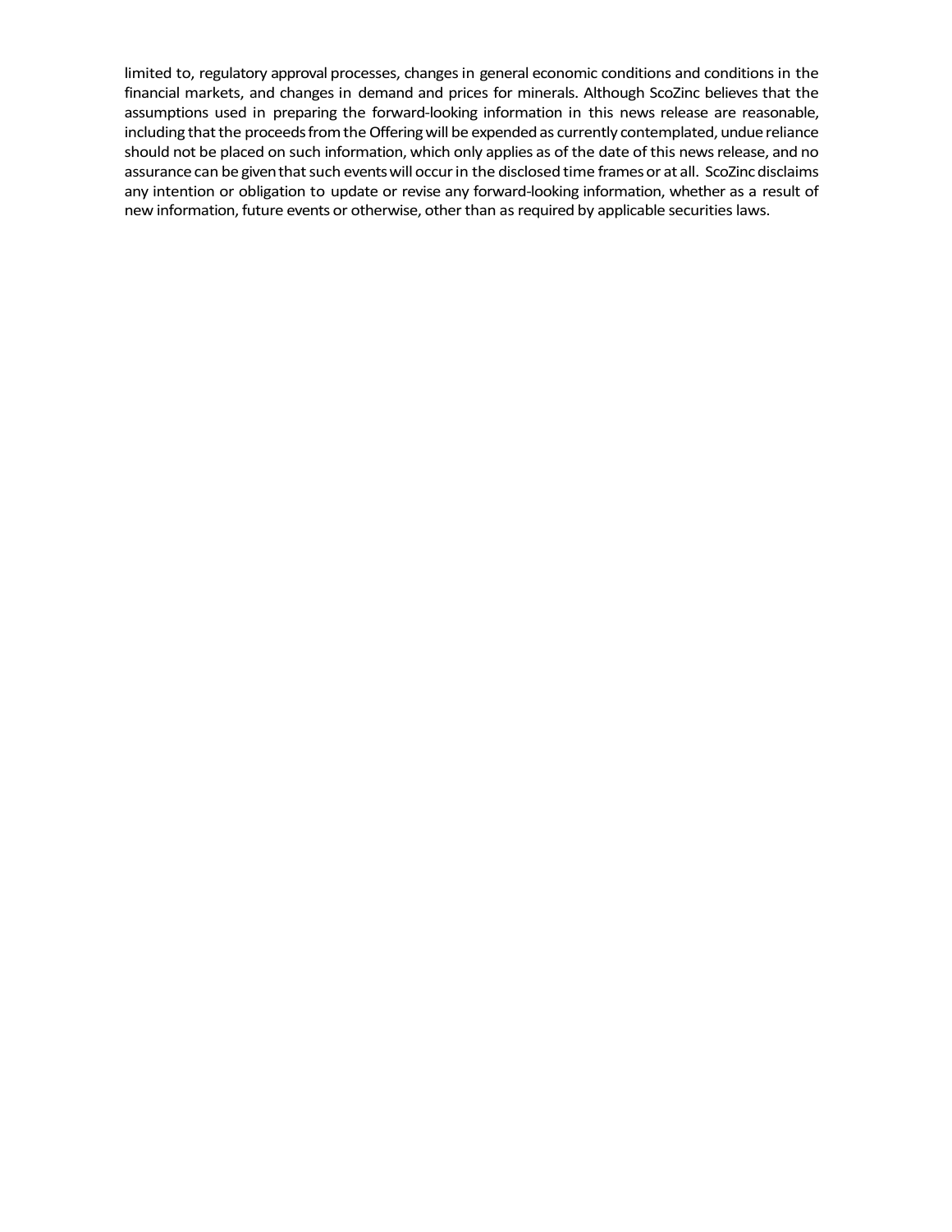limited to, regulatory approval processes, changes in general economic conditions and conditions in the financial markets, and changes in demand and prices for minerals. Although ScoZinc believes that the assumptions used in preparing the forward-looking information in this news release are reasonable, including that the proceeds from the Offering will be expended as currently contemplated, undue reliance should not be placed on such information, which only applies as of the date of this news release, and no assurance can be given that such events will occur in the disclosed time frames or at all. ScoZinc disclaims any intention or obligation to update or revise any forward-looking information, whether as a result of new information, future events or otherwise, other than as required by applicable securities laws.